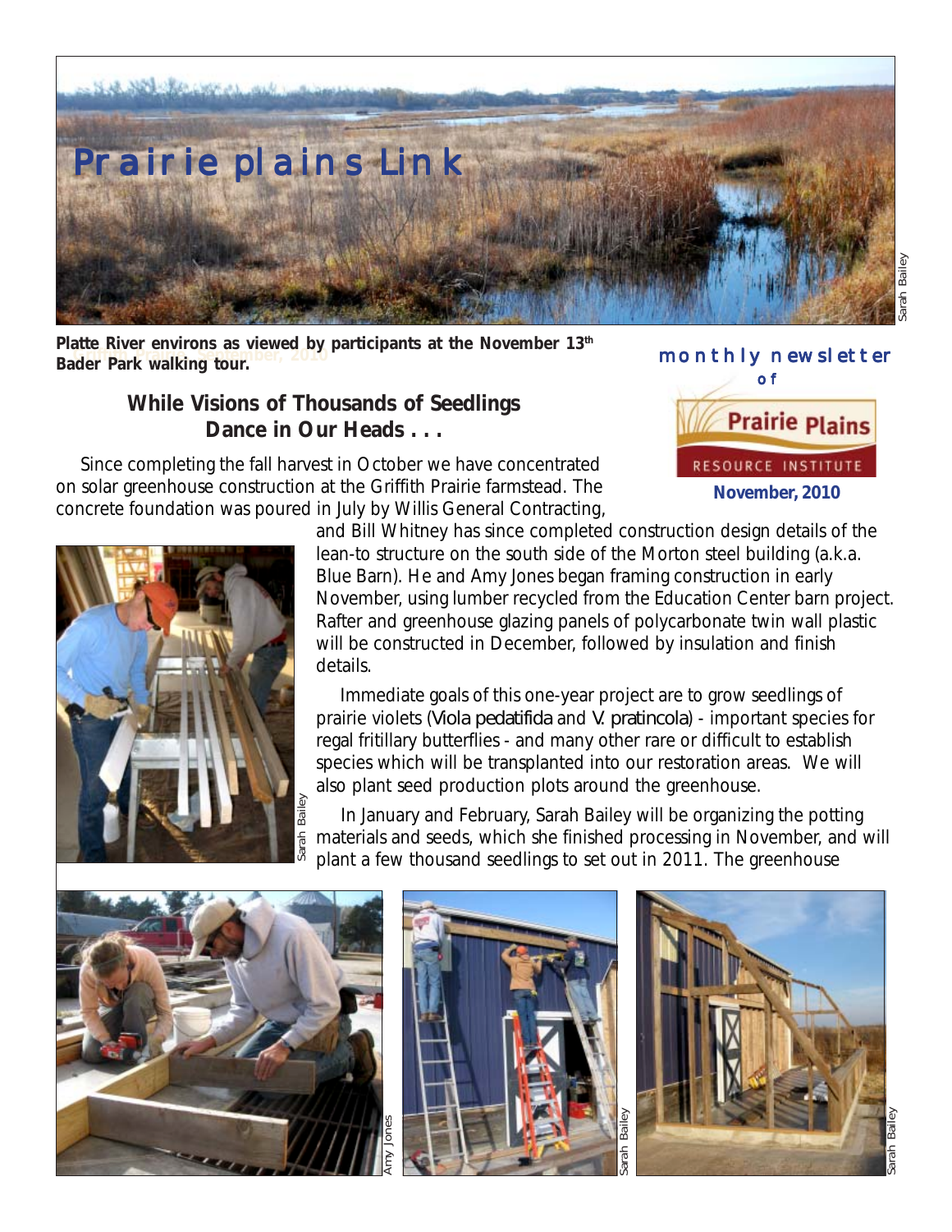# Prairie plains Link

Platte River environs as viewed by participants at the November 13th Bader Park walking tour.

monthly newsletter of

Prairie Plains RESOURCE INSTITUTE

November, 2010

## While Visions of Thousands of Seedlings Dance in Our Heads . . .

Since completing the fall harvest in October we have concentrated on solar greenhouse construction at the Griffith Prairie farmstead. The concrete foundation was poured in July by Willis General Contracting, and Bill Whitney has since completed construction design details of the lean-to structure on the south side of the Morton steel building (a.k.a. Blue Barn). He and Amy Jones began framing construction in early November, using lumber recycled from the Education Center barn project. Rafter and greenhouse glazing panels of polycarbonate twin wall plastic will be constructed in December, followed by insulation and finish details.

Immediate goals of this one-year project are to grow seedlings of prairie violets (*Viola pedatifida* and *V. pratincola*) - important species for regal fritillary butterflies - and many other rare or difficult to establish species which will be transplanted into our restoration areas. We will also plant seed production plots around the greenhouse.

In January and February, Sarah Bailey will be organizing the potting materials and seeds, which she finished processing in November, and will plant a few thousand seedlings to set out in 2011. The greenhouse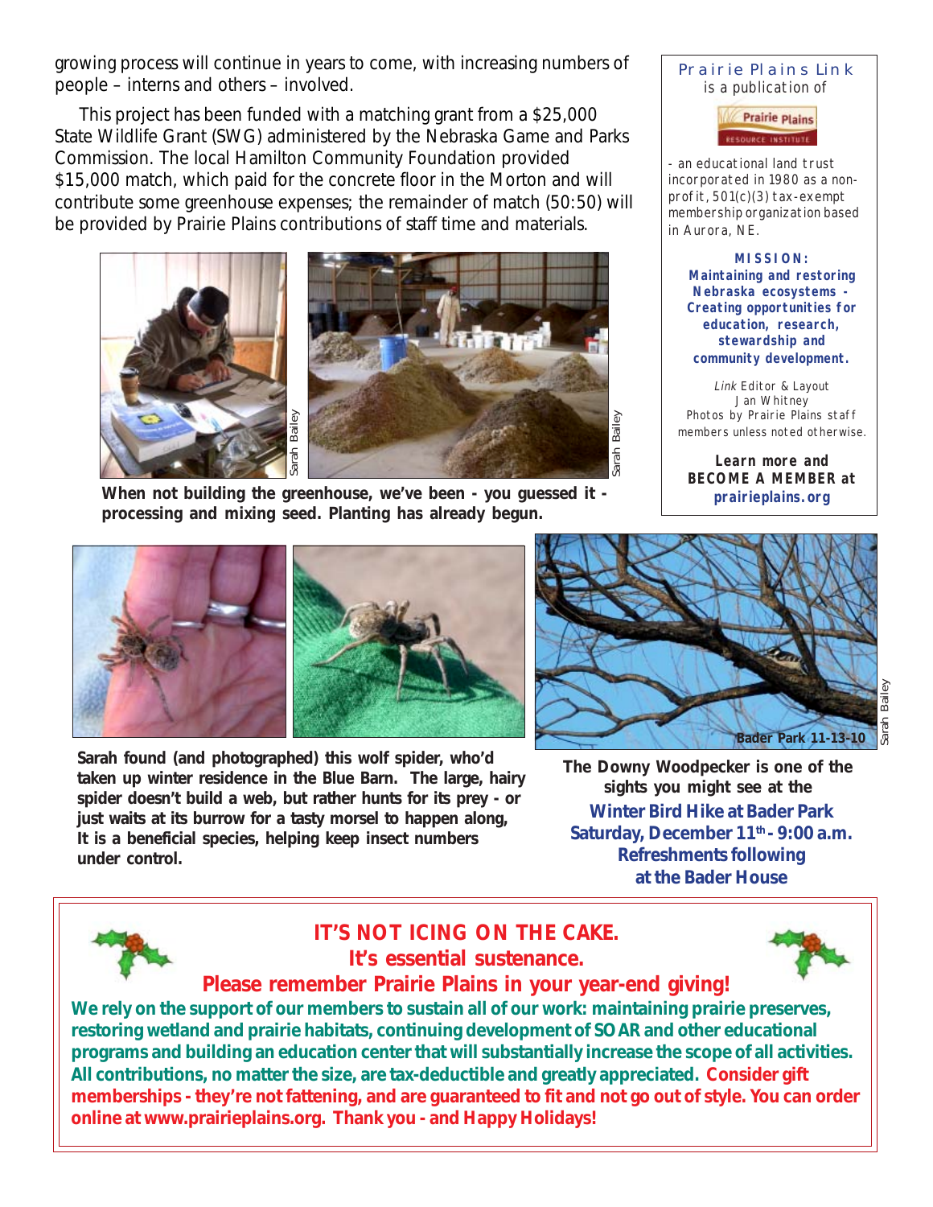growing process will continue in years to come, with increasing numbers of people – interns and others – involved.

This project has been funded with a matching grant from a $25,000 State Wildlife Grant (SWG) administered by the Nebraska Game and Parks Commission. The local Hamilton Community Foundation provided $15,000 match, which paid for the concrete floor in the Morton and will contribute some greenhouse expenses; the remainder of match (50:50) will be provided by Prairie Plains contributions of staff time and materials.

Sarah Bailey

Sarah Bailey

**When not building the greenhouse, we've been - you guessed it - processing and mixing seed. Planting has already begun.**

Prairie Plains Link
is a publication of

Prairie Plains Resource Institute

- an educational land trust incorporated in 1980 as a non-profit, 501(c)(3) tax-exempt membership organization based in Aurora, NE.

**MISSION:**
**Maintaining and restoring Nebraska ecosystems - Creating opportunities for education, research, stewardship and community development.**

*Link* Editor & Layout
Jan Whitney
Photos by Prairie Plains staff members unless noted otherwise.

**Learn more and BECOME A MEMBER at prairieplains.org**

**Sarah found (and photographed) this wolf spider, who'd taken up winter residence in the Blue Barn. The large, hairy spider doesn't build a web, but rather hunts for its prey - or just waits at its burrow for a tasty morsel to happen along, It is a beneficial species, helping keep insect numbers under control.**

Bader Park 11-13-10

Sarah Bailey

**The Downy Woodpecker is one of the sights you might see at the**
**Winter Bird Hike at Bader Park**
**Saturday, December 11th - 9:00 a.m.**
**Refreshments following at the Bader House**

**IT'S NOT ICING ON THE CAKE.**
**It's essential sustenance.**
**Please remember Prairie Plains in your year-end giving!**

**We rely on the support of our members to sustain all of our work: maintaining prairie preserves, restoring wetland and prairie habitats, continuing development of SOAR and other educational programs and building an education center that will substantially increase the scope of all activities. All contributions, no matter the size, are tax-deductible and greatly appreciated. Consider gift memberships - they're not fattening, and are guaranteed to fit and not go out of style. You can order online at www.prairieplains.org. Thank you - and Happy Holidays!**